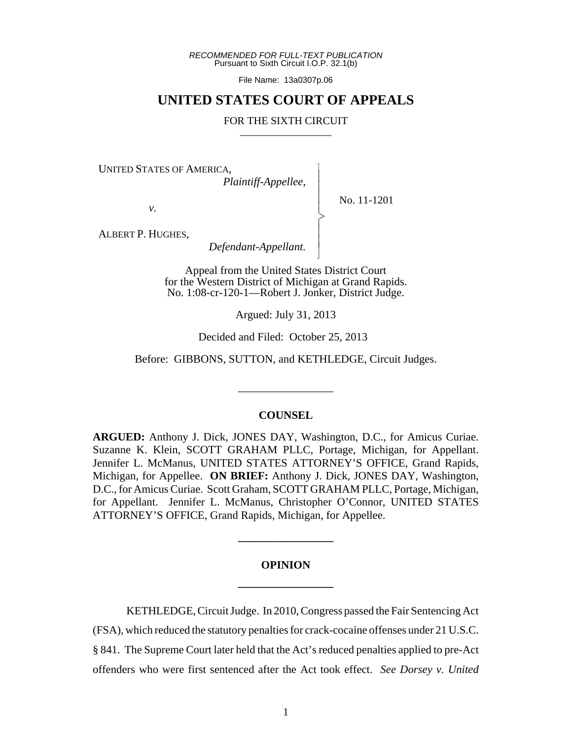*RECOMMENDED FOR FULL-TEXT PUBLICATION*
Pursuant to Sixth Circuit I.O.P. 32.1(b)

File Name: 13a0307p.06

# UNITED STATES COURT OF APPEALS

FOR THE SIXTH CIRCUIT

---

UNITED STATES OF AMERICA,
*Plaintiff-Appellee*,

*v.*

ALBERT P. HUGHES,
*Defendant-Appellant.*

No. 11-1201

Appeal from the United States District Court
for the Western District of Michigan at Grand Rapids.
No. 1:08-cr-120-1—Robert J. Jonker, District Judge.

Argued: July 31, 2013

Decided and Filed: October 25, 2013

Before: GIBBONS, SUTTON, and KETHLEDGE, Circuit Judges.

---

## COUNSEL

**ARGUED:** Anthony J. Dick, JONES DAY, Washington, D.C., for Amicus Curiae. Suzanne K. Klein, SCOTT GRAHAM PLLC, Portage, Michigan, for Appellant. Jennifer L. McManus, UNITED STATES ATTORNEY'S OFFICE, Grand Rapids, Michigan, for Appellee. **ON BRIEF:** Anthony J. Dick, JONES DAY, Washington, D.C., for Amicus Curiae. Scott Graham, SCOTT GRAHAM PLLC, Portage, Michigan, for Appellant. Jennifer L. McManus, Christopher O'Connor, UNITED STATES ATTORNEY'S OFFICE, Grand Rapids, Michigan, for Appellee.

---

## OPINION

---

KETHLEDGE, Circuit Judge. In 2010, Congress passed the Fair Sentencing Act (FSA), which reduced the statutory penalties for crack-cocaine offenses under 21 U.S.C. § 841. The Supreme Court later held that the Act's reduced penalties applied to pre-Act offenders who were first sentenced after the Act took effect. *See Dorsey v. United*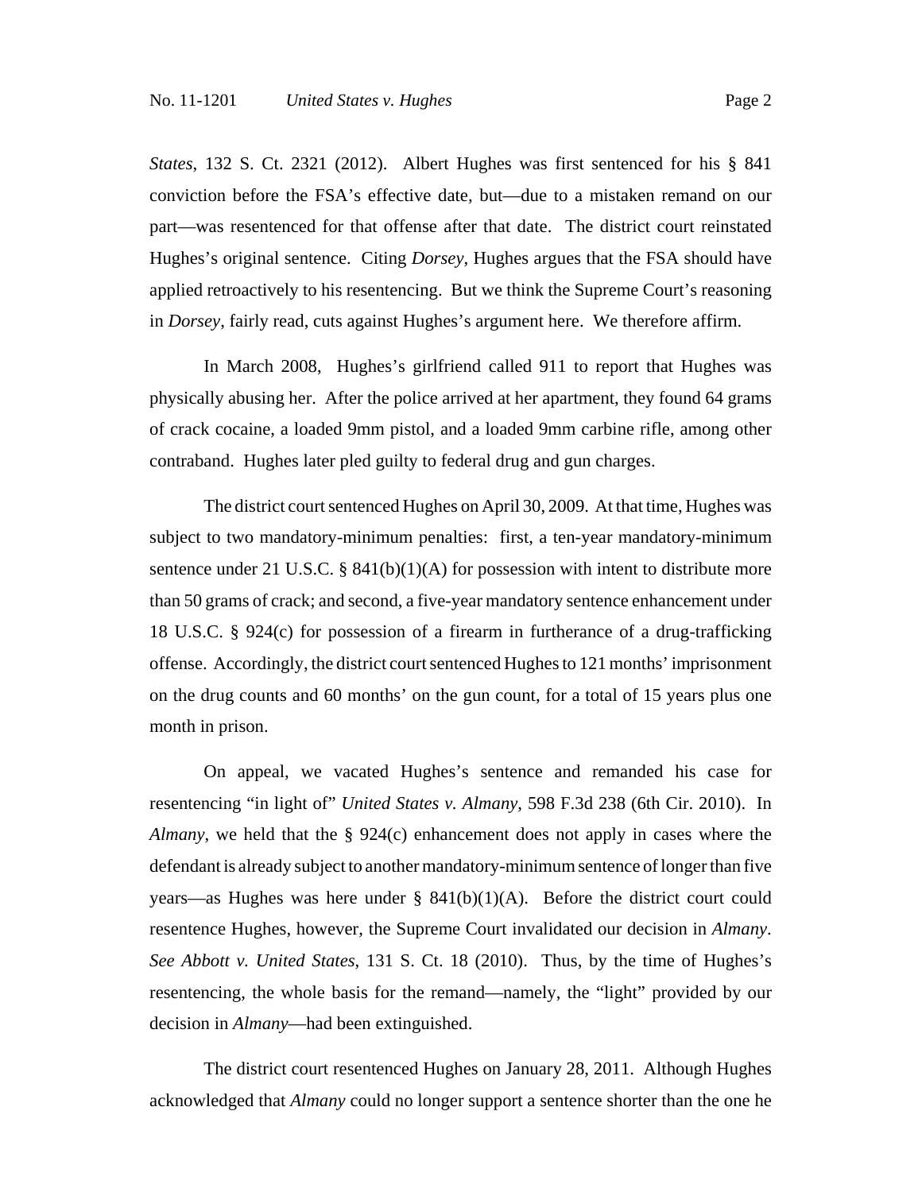*States*, 132 S. Ct. 2321 (2012). Albert Hughes was first sentenced for his § 841 conviction before the FSA's effective date, but—due to a mistaken remand on our part—was resentenced for that offense after that date. The district court reinstated Hughes's original sentence. Citing *Dorsey*, Hughes argues that the FSA should have applied retroactively to his resentencing. But we think the Supreme Court's reasoning in *Dorsey*, fairly read, cuts against Hughes's argument here. We therefore affirm.

In March 2008, Hughes's girlfriend called 911 to report that Hughes was physically abusing her. After the police arrived at her apartment, they found 64 grams of crack cocaine, a loaded 9mm pistol, and a loaded 9mm carbine rifle, among other contraband. Hughes later pled guilty to federal drug and gun charges.

The district court sentenced Hughes on April 30, 2009. At that time, Hughes was subject to two mandatory-minimum penalties: first, a ten-year mandatory-minimum sentence under 21 U.S.C. § 841(b)(1)(A) for possession with intent to distribute more than 50 grams of crack; and second, a five-year mandatory sentence enhancement under 18 U.S.C. § 924(c) for possession of a firearm in furtherance of a drug-trafficking offense. Accordingly, the district court sentenced Hughes to 121 months' imprisonment on the drug counts and 60 months' on the gun count, for a total of 15 years plus one month in prison.

On appeal, we vacated Hughes's sentence and remanded his case for resentencing "in light of" *United States v. Almany*, 598 F.3d 238 (6th Cir. 2010). In *Almany*, we held that the § 924(c) enhancement does not apply in cases where the defendant is already subject to another mandatory-minimum sentence of longer than five years—as Hughes was here under § 841(b)(1)(A). Before the district court could resentence Hughes, however, the Supreme Court invalidated our decision in *Almany*. *See Abbott v. United States*, 131 S. Ct. 18 (2010). Thus, by the time of Hughes's resentencing, the whole basis for the remand—namely, the "light" provided by our decision in *Almany*—had been extinguished.

The district court resentenced Hughes on January 28, 2011. Although Hughes acknowledged that *Almany* could no longer support a sentence shorter than the one he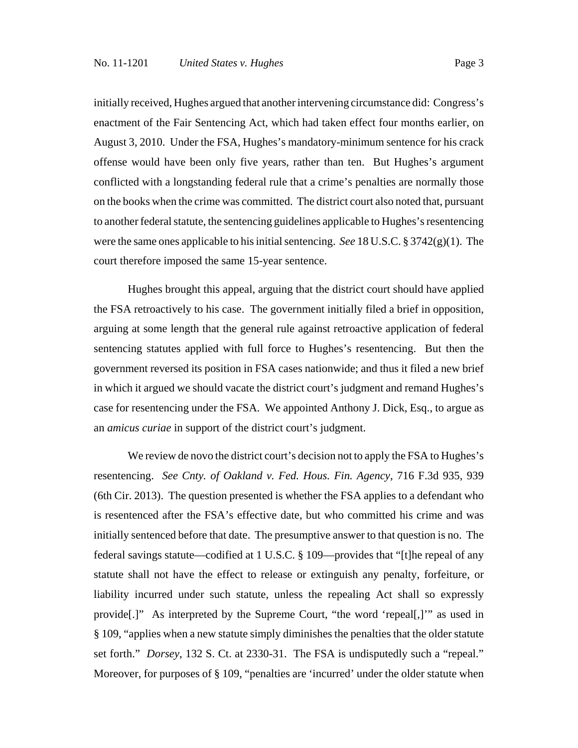initially received, Hughes argued that another intervening circumstance did: Congress's enactment of the Fair Sentencing Act, which had taken effect four months earlier, on August 3, 2010. Under the FSA, Hughes's mandatory-minimum sentence for his crack offense would have been only five years, rather than ten. But Hughes's argument conflicted with a longstanding federal rule that a crime's penalties are normally those on the books when the crime was committed. The district court also noted that, pursuant to another federal statute, the sentencing guidelines applicable to Hughes's resentencing were the same ones applicable to his initial sentencing. *See* 18 U.S.C. § 3742(g)(1). The court therefore imposed the same 15-year sentence.

Hughes brought this appeal, arguing that the district court should have applied the FSA retroactively to his case. The government initially filed a brief in opposition, arguing at some length that the general rule against retroactive application of federal sentencing statutes applied with full force to Hughes's resentencing. But then the government reversed its position in FSA cases nationwide; and thus it filed a new brief in which it argued we should vacate the district court's judgment and remand Hughes's case for resentencing under the FSA. We appointed Anthony J. Dick, Esq., to argue as an *amicus curiae* in support of the district court's judgment.

We review de novo the district court's decision not to apply the FSA to Hughes's resentencing. *See Cnty. of Oakland v. Fed. Hous. Fin. Agency*, 716 F.3d 935, 939 (6th Cir. 2013). The question presented is whether the FSA applies to a defendant who is resentenced after the FSA's effective date, but who committed his crime and was initially sentenced before that date. The presumptive answer to that question is no. The federal savings statute—codified at 1 U.S.C. § 109—provides that "[t]he repeal of any statute shall not have the effect to release or extinguish any penalty, forfeiture, or liability incurred under such statute, unless the repealing Act shall so expressly provide[.]" As interpreted by the Supreme Court, "the word 'repeal[,]'" as used in § 109, "applies when a new statute simply diminishes the penalties that the older statute set forth." *Dorsey*, 132 S. Ct. at 2330-31. The FSA is undisputedly such a "repeal." Moreover, for purposes of § 109, "penalties are 'incurred' under the older statute when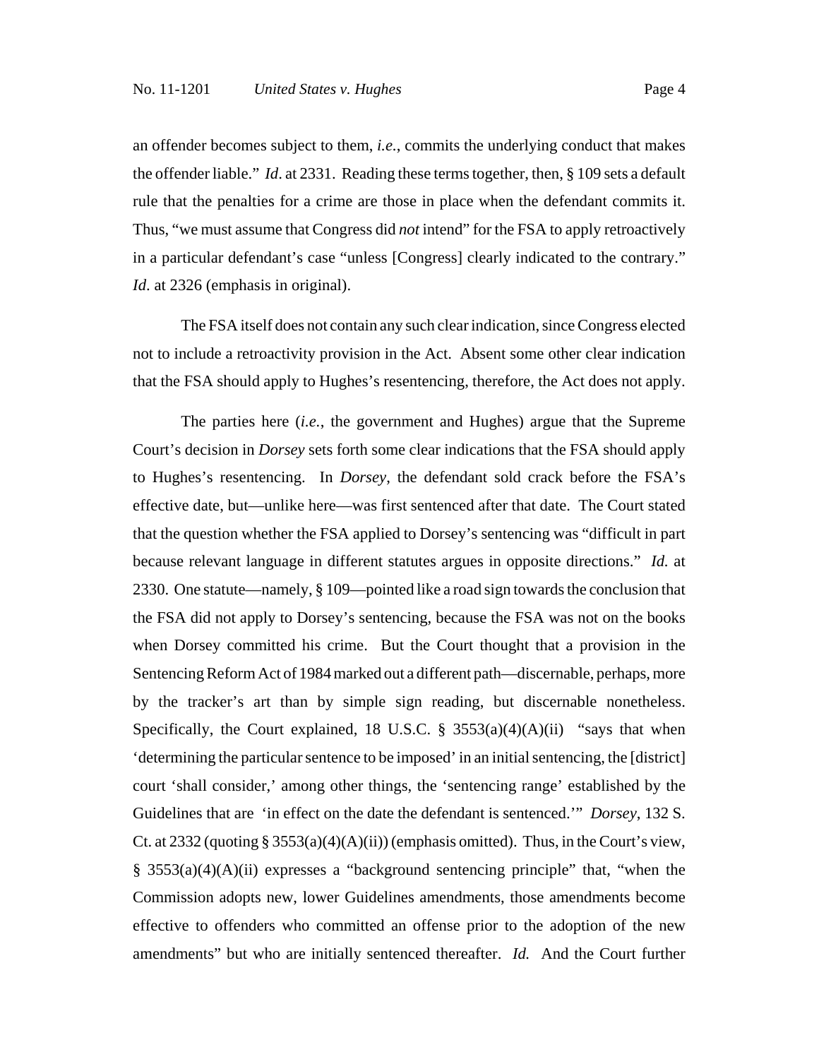an offender becomes subject to them, *i.e.*, commits the underlying conduct that makes the offender liable." *Id*. at 2331. Reading these terms together, then, § 109 sets a default rule that the penalties for a crime are those in place when the defendant commits it. Thus, "we must assume that Congress did *not* intend" for the FSA to apply retroactively in a particular defendant's case "unless [Congress] clearly indicated to the contrary." *Id*. at 2326 (emphasis in original).

The FSA itself does not contain any such clear indication, since Congress elected not to include a retroactivity provision in the Act. Absent some other clear indication that the FSA should apply to Hughes's resentencing, therefore, the Act does not apply.

The parties here (*i.e.*, the government and Hughes) argue that the Supreme Court's decision in *Dorsey* sets forth some clear indications that the FSA should apply to Hughes's resentencing. In *Dorsey*, the defendant sold crack before the FSA's effective date, but—unlike here—was first sentenced after that date. The Court stated that the question whether the FSA applied to Dorsey's sentencing was "difficult in part because relevant language in different statutes argues in opposite directions." *Id.* at 2330. One statute—namely, § 109—pointed like a road sign towards the conclusion that the FSA did not apply to Dorsey's sentencing, because the FSA was not on the books when Dorsey committed his crime. But the Court thought that a provision in the Sentencing Reform Act of 1984 marked out a different path—discernable, perhaps, more by the tracker's art than by simple sign reading, but discernable nonetheless. Specifically, the Court explained, 18 U.S.C. § 3553(a)(4)(A)(ii) "says that when 'determining the particular sentence to be imposed' in an initial sentencing, the [district] court 'shall consider,' among other things, the 'sentencing range' established by the Guidelines that are 'in effect on the date the defendant is sentenced.'" *Dorsey*, 132 S. Ct. at 2332 (quoting § 3553(a)(4)(A)(ii)) (emphasis omitted). Thus, in the Court's view, § 3553(a)(4)(A)(ii) expresses a "background sentencing principle" that, "when the Commission adopts new, lower Guidelines amendments, those amendments become effective to offenders who committed an offense prior to the adoption of the new amendments" but who are initially sentenced thereafter. *Id.* And the Court further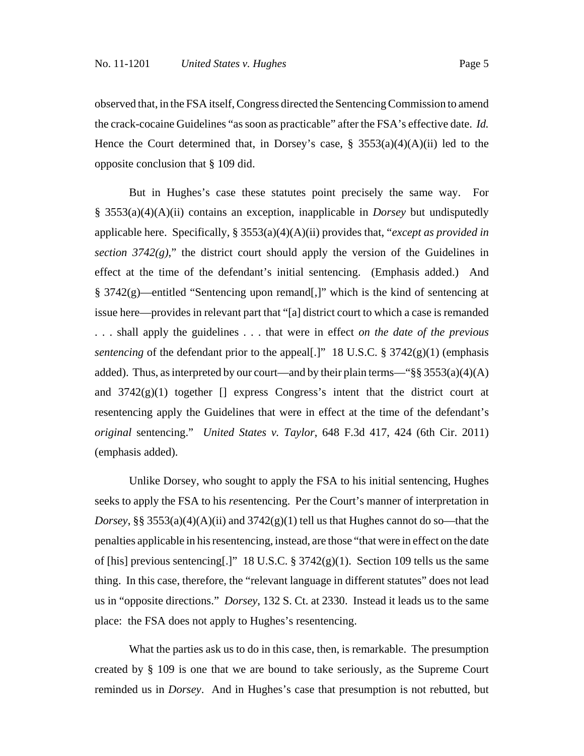observed that, in the FSA itself, Congress directed the Sentencing Commission to amend the crack-cocaine Guidelines "as soon as practicable" after the FSA's effective date. *Id.* Hence the Court determined that, in Dorsey's case, § 3553(a)(4)(A)(ii) led to the opposite conclusion that § 109 did.

But in Hughes's case these statutes point precisely the same way. For § 3553(a)(4)(A)(ii) contains an exception, inapplicable in *Dorsey* but undisputedly applicable here. Specifically, § 3553(a)(4)(A)(ii) provides that, "*except as provided in section 3742(g)*," the district court should apply the version of the Guidelines in effect at the time of the defendant's initial sentencing. (Emphasis added.) And § 3742(g)—entitled "Sentencing upon remand[,]" which is the kind of sentencing at issue here—provides in relevant part that "[a] district court to which a case is remanded . . . shall apply the guidelines . . . that were in effect *on the date of the previous sentencing* of the defendant prior to the appeal[.]" 18 U.S.C. § 3742(g)(1) (emphasis added). Thus, as interpreted by our court—and by their plain terms—"§§ 3553(a)(4)(A) and 3742(g)(1) together [] express Congress's intent that the district court at resentencing apply the Guidelines that were in effect at the time of the defendant's *original* sentencing." *United States v. Taylor*, 648 F.3d 417, 424 (6th Cir. 2011) (emphasis added).

Unlike Dorsey, who sought to apply the FSA to his initial sentencing, Hughes seeks to apply the FSA to his *re*sentencing. Per the Court's manner of interpretation in *Dorsey*, §§ 3553(a)(4)(A)(ii) and 3742(g)(1) tell us that Hughes cannot do so—that the penalties applicable in his resentencing, instead, are those "that were in effect on the date of [his] previous sentencing[.]" 18 U.S.C. § 3742(g)(1). Section 109 tells us the same thing. In this case, therefore, the "relevant language in different statutes" does not lead us in "opposite directions." *Dorsey*, 132 S. Ct. at 2330. Instead it leads us to the same place: the FSA does not apply to Hughes's resentencing.

What the parties ask us to do in this case, then, is remarkable. The presumption created by § 109 is one that we are bound to take seriously, as the Supreme Court reminded us in *Dorsey*. And in Hughes's case that presumption is not rebutted, but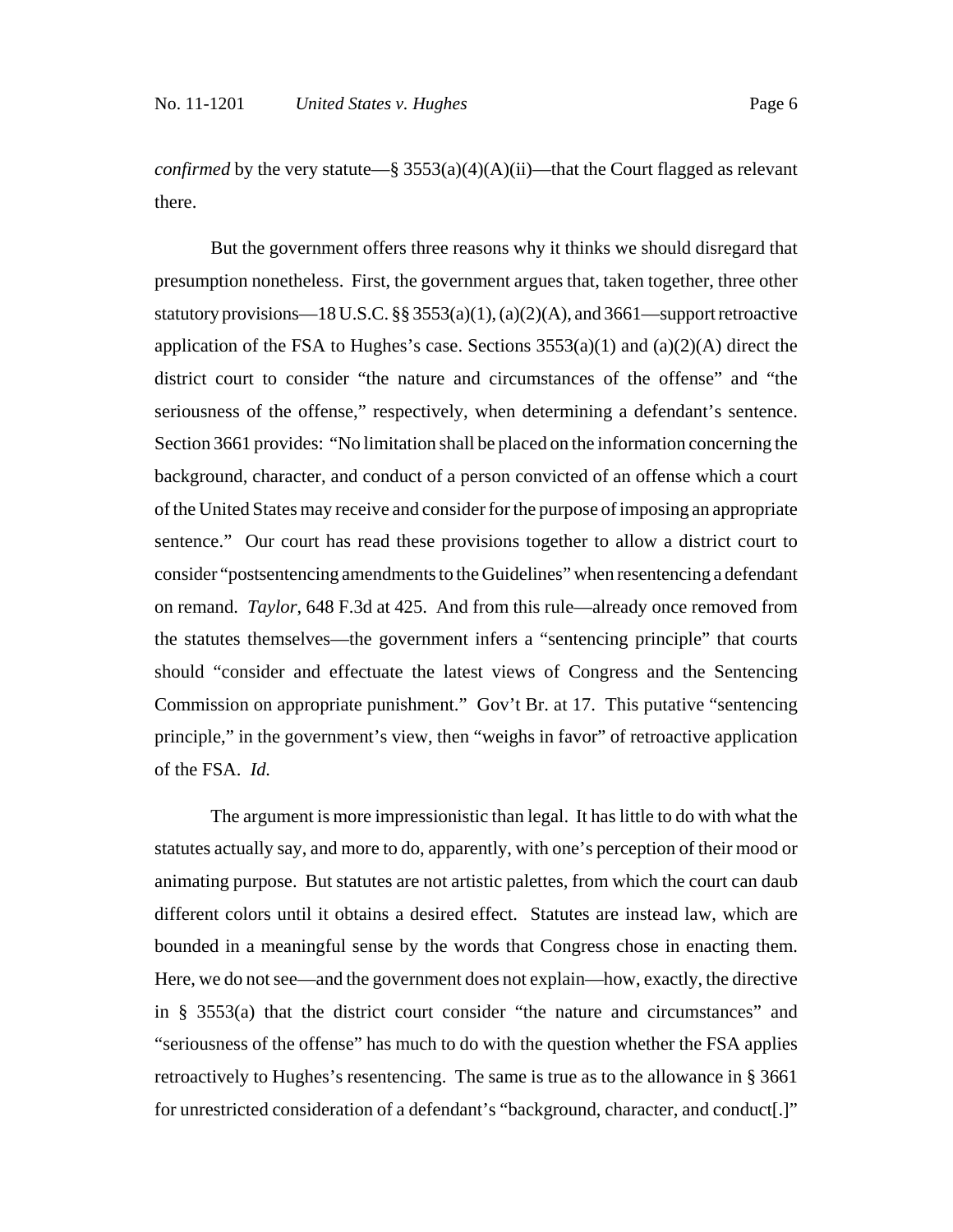*confirmed* by the very statute—§ 3553(a)(4)(A)(ii)—that the Court flagged as relevant there.

But the government offers three reasons why it thinks we should disregard that presumption nonetheless. First, the government argues that, taken together, three other statutory provisions—18 U.S.C. §§ 3553(a)(1), (a)(2)(A), and 3661—support retroactive application of the FSA to Hughes's case. Sections 3553(a)(1) and (a)(2)(A) direct the district court to consider "the nature and circumstances of the offense" and "the seriousness of the offense," respectively, when determining a defendant's sentence. Section 3661 provides: "No limitation shall be placed on the information concerning the background, character, and conduct of a person convicted of an offense which a court of the United States may receive and consider for the purpose of imposing an appropriate sentence." Our court has read these provisions together to allow a district court to consider "postsentencing amendments to the Guidelines" when resentencing a defendant on remand. *Taylor*, 648 F.3d at 425. And from this rule—already once removed from the statutes themselves—the government infers a "sentencing principle" that courts should "consider and effectuate the latest views of Congress and the Sentencing Commission on appropriate punishment." Gov't Br. at 17. This putative "sentencing principle," in the government's view, then "weighs in favor" of retroactive application of the FSA. *Id.*

The argument is more impressionistic than legal. It has little to do with what the statutes actually say, and more to do, apparently, with one's perception of their mood or animating purpose. But statutes are not artistic palettes, from which the court can daub different colors until it obtains a desired effect. Statutes are instead law, which are bounded in a meaningful sense by the words that Congress chose in enacting them. Here, we do not see—and the government does not explain—how, exactly, the directive in § 3553(a) that the district court consider "the nature and circumstances" and "seriousness of the offense" has much to do with the question whether the FSA applies retroactively to Hughes's resentencing. The same is true as to the allowance in § 3661 for unrestricted consideration of a defendant's "background, character, and conduct[.]"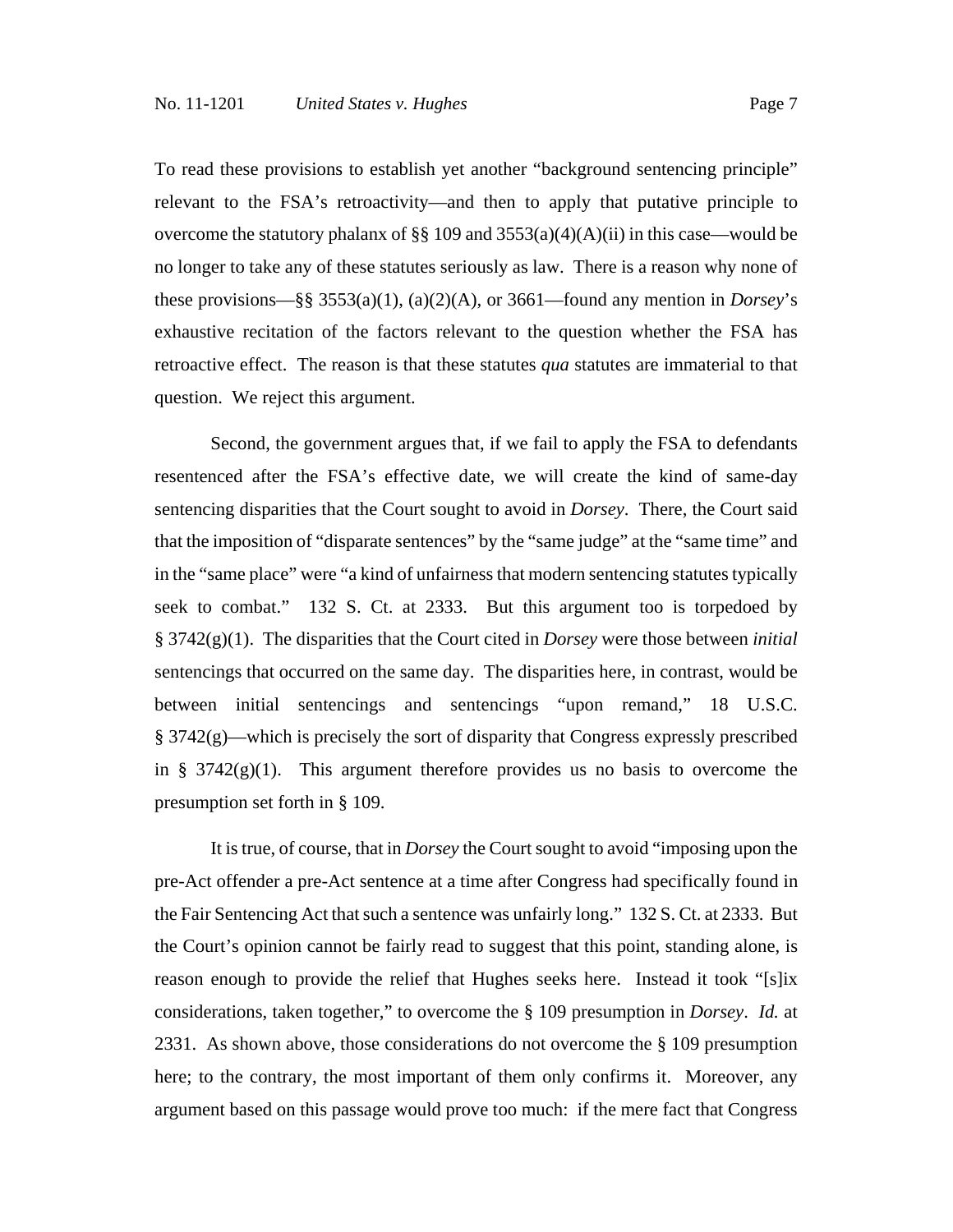To read these provisions to establish yet another "background sentencing principle" relevant to the FSA's retroactivity—and then to apply that putative principle to overcome the statutory phalanx of §§ 109 and 3553(a)(4)(A)(ii) in this case—would be no longer to take any of these statutes seriously as law. There is a reason why none of these provisions—§§ 3553(a)(1), (a)(2)(A), or 3661—found any mention in *Dorsey*'s exhaustive recitation of the factors relevant to the question whether the FSA has retroactive effect. The reason is that these statutes *qua* statutes are immaterial to that question. We reject this argument.

Second, the government argues that, if we fail to apply the FSA to defendants resentenced after the FSA's effective date, we will create the kind of same-day sentencing disparities that the Court sought to avoid in *Dorsey*. There, the Court said that the imposition of "disparate sentences" by the "same judge" at the "same time" and in the "same place" were "a kind of unfairness that modern sentencing statutes typically seek to combat." 132 S. Ct. at 2333. But this argument too is torpedoed by § 3742(g)(1). The disparities that the Court cited in *Dorsey* were those between *initial* sentencings that occurred on the same day. The disparities here, in contrast, would be between initial sentencings and sentencings "upon remand," 18 U.S.C. § 3742(g)—which is precisely the sort of disparity that Congress expressly prescribed in § 3742(g)(1). This argument therefore provides us no basis to overcome the presumption set forth in § 109.

It is true, of course, that in *Dorsey* the Court sought to avoid "imposing upon the pre-Act offender a pre-Act sentence at a time after Congress had specifically found in the Fair Sentencing Act that such a sentence was unfairly long." 132 S. Ct. at 2333. But the Court's opinion cannot be fairly read to suggest that this point, standing alone, is reason enough to provide the relief that Hughes seeks here. Instead it took "[s]ix considerations, taken together," to overcome the § 109 presumption in *Dorsey*. *Id.* at 2331. As shown above, those considerations do not overcome the § 109 presumption here; to the contrary, the most important of them only confirms it. Moreover, any argument based on this passage would prove too much: if the mere fact that Congress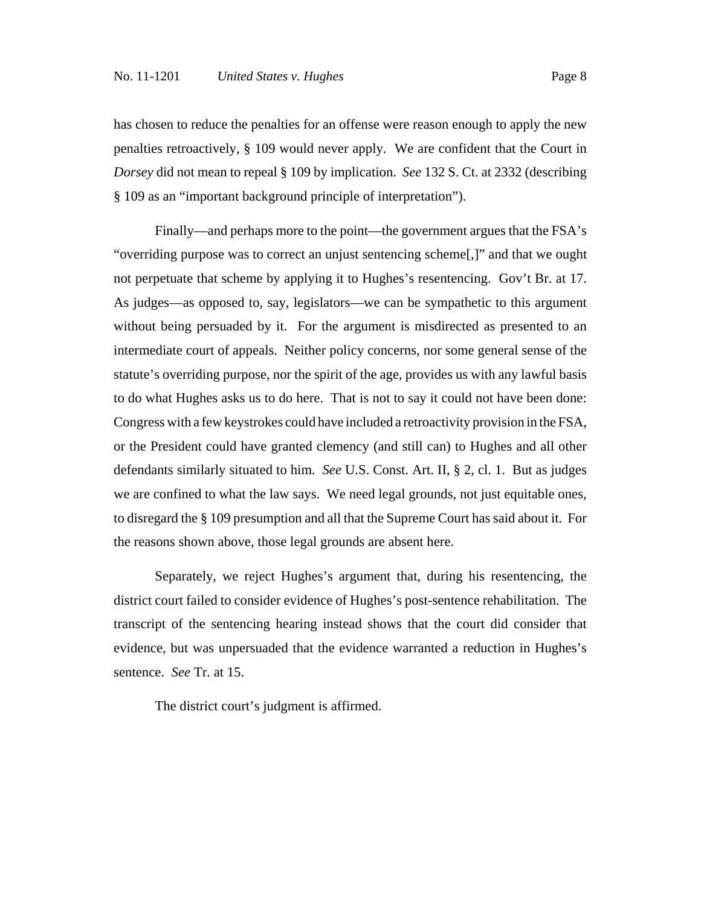has chosen to reduce the penalties for an offense were reason enough to apply the new penalties retroactively, § 109 would never apply. We are confident that the Court in *Dorsey* did not mean to repeal § 109 by implication. *See* 132 S. Ct. at 2332 (describing § 109 as an "important background principle of interpretation").

Finally—and perhaps more to the point—the government argues that the FSA's "overriding purpose was to correct an unjust sentencing scheme[,]" and that we ought not perpetuate that scheme by applying it to Hughes's resentencing. Gov't Br. at 17. As judges—as opposed to, say, legislators—we can be sympathetic to this argument without being persuaded by it. For the argument is misdirected as presented to an intermediate court of appeals. Neither policy concerns, nor some general sense of the statute's overriding purpose, nor the spirit of the age, provides us with any lawful basis to do what Hughes asks us to do here. That is not to say it could not have been done: Congress with a few keystrokes could have included a retroactivity provision in the FSA, or the President could have granted clemency (and still can) to Hughes and all other defendants similarly situated to him. *See* U.S. Const. Art. II, § 2, cl. 1. But as judges we are confined to what the law says. We need legal grounds, not just equitable ones, to disregard the § 109 presumption and all that the Supreme Court has said about it. For the reasons shown above, those legal grounds are absent here.

Separately, we reject Hughes's argument that, during his resentencing, the district court failed to consider evidence of Hughes's post-sentence rehabilitation. The transcript of the sentencing hearing instead shows that the court did consider that evidence, but was unpersuaded that the evidence warranted a reduction in Hughes's sentence. *See* Tr. at 15.

The district court's judgment is affirmed.